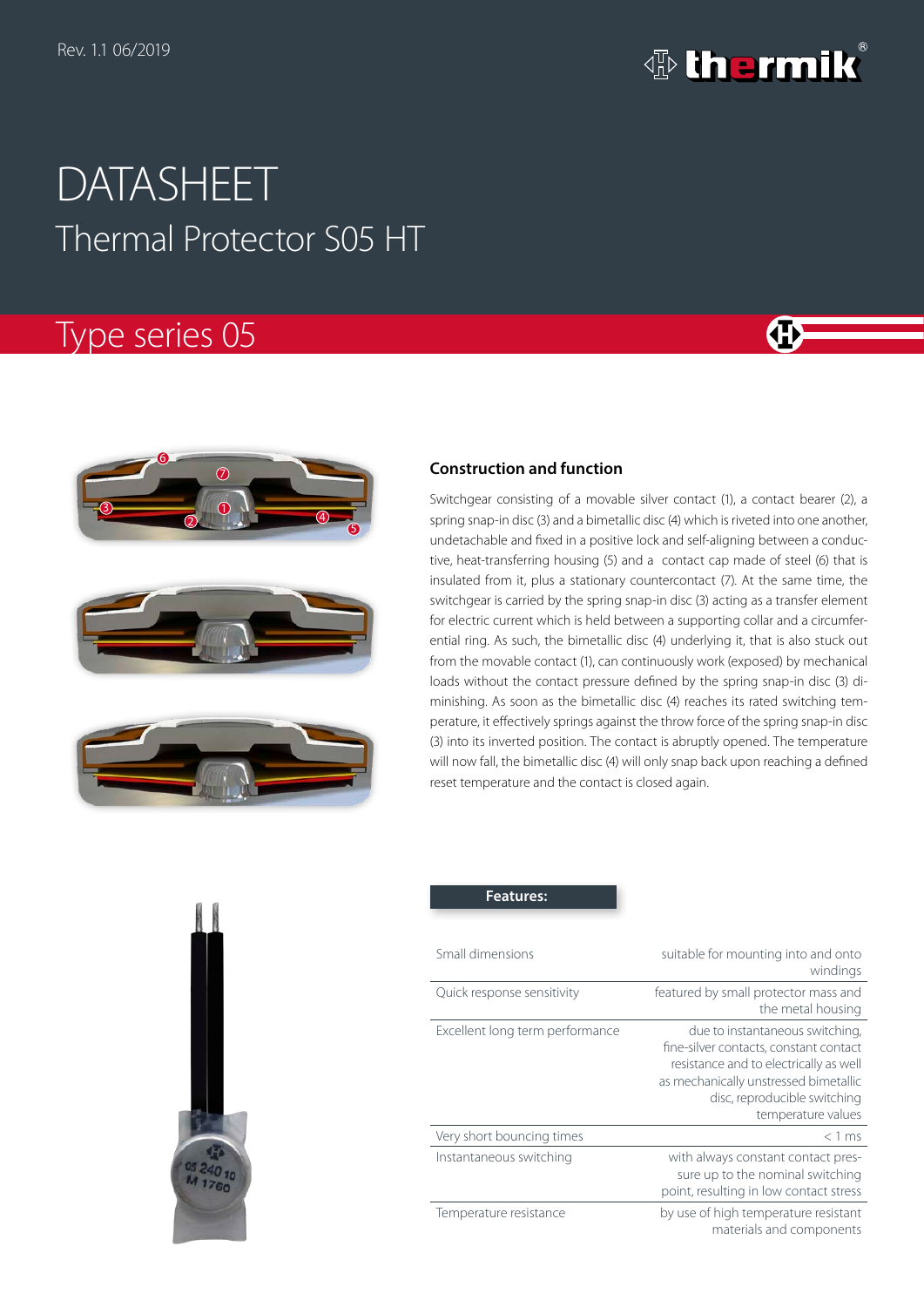Rev. 1.1 06/2019

# DATASHEET

## Thermal Protector S05 HT

## Type series 05

### Construction and function

Switchgear consisting of a movable silver contact (1), a contact bearer (2), a spring snap-in disc (3) and a bimetallic disc (4) which is riveted into one another, undetachable and fixed in a positive lock and self-aligning between a conductive, heat-transferring housing (5) and a contact cap made of steel (6) that is insulated from it, plus a stationary countercontact (7). At the same time, the switchgear is carried by the spring snap-in disc (3) acting as a transfer element for electric current which is held between a supporting collar and a circumferential ring. As such, the bimetallic disc (4) underlying it, that is also stuck out from the movable contact (1), can continuously work (exposed) by mechanical loads without the contact pressure defined by the spring snap-in disc (3) diminishing. As soon as the bimetallic disc (4) reaches its rated switching temperature, it effectively springs against the throw force of the spring snap-in disc (3) into its inverted position. The contact is abruptly opened. The temperature will now fall, the bimetallic disc (4) will only snap back upon reaching a defined reset temperature and the contact is closed again.

### Features:

| | |
|---|---|
| Small dimensions | suitable for mounting into and onto windings |
| Quick response sensitivity | featured by small protector mass and the metal housing |
| Excellent long term performance | due to instantaneous switching, fine-silver contacts, constant contact resistance and to electrically as well as mechanically unstressed bimetallic disc, reproducible switching temperature values |
| Very short bouncing times | < 1 ms |
| Instantaneous switching | with always constant contact pressure up to the nominal switching point, resulting in low contact stress |
| Temperature resistance | by use of high temperature resistant materials and components |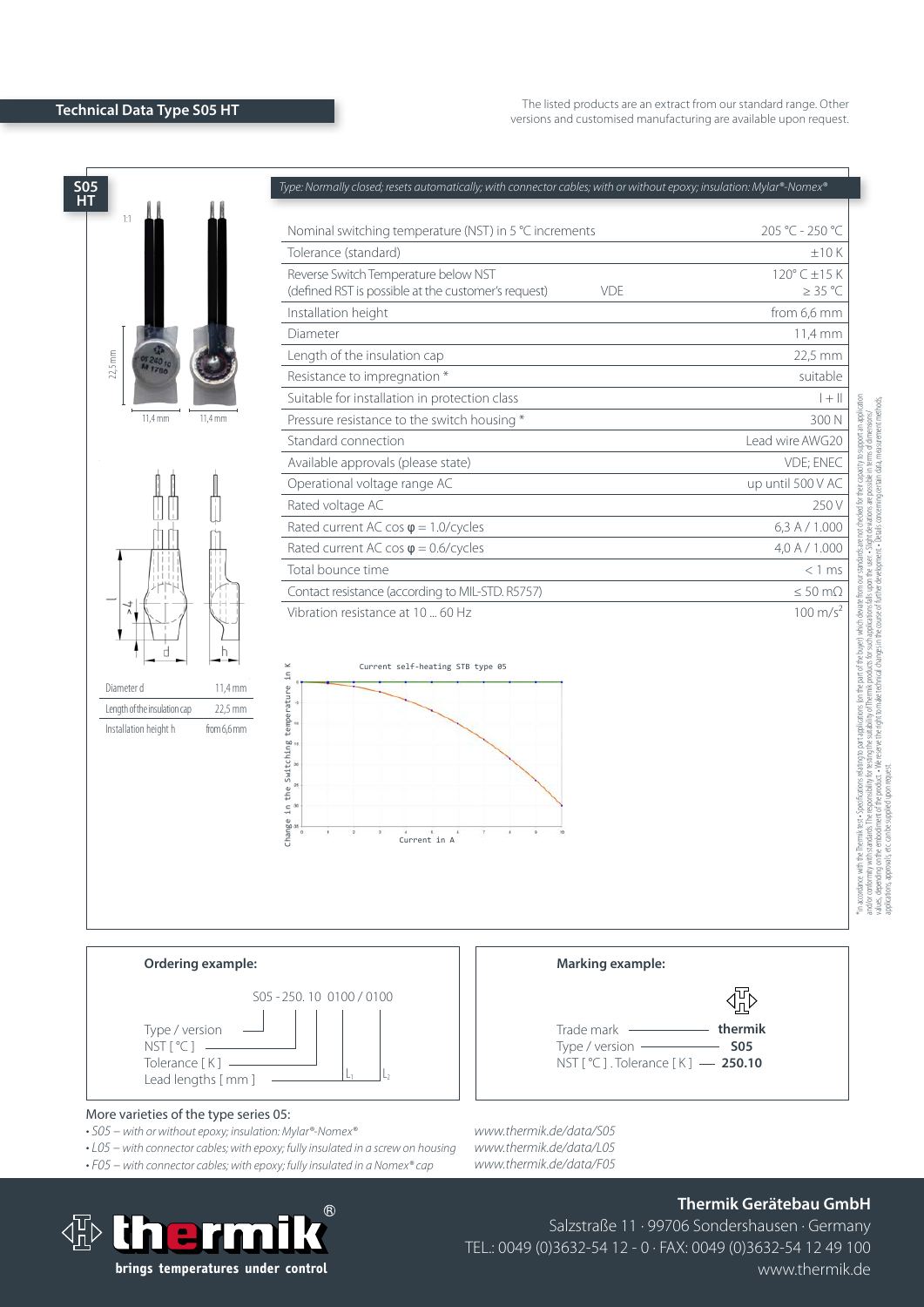## Technical Data Type S05 HT

The listed products are an extract from our standard range. Other versions and customised manufacturing are available upon request.

**S05 HT**

*Type: Normally closed; resets automatically; with connector cables; with or without epoxy; insulation: Mylar®-Nomex®*

1:1

22,5 mm

11,4 mm 11,4 mm

| | | |
|---|---|---|
| Nominal switching temperature (NST) in 5 °C increments | | 205 °C - 250 °C |
| Tolerance (standard) | | ±10 K |
| Reverse Switch Temperature below NST (defined RST is possible at the customer's request) | VDE | 120° C ±15 K ≥ 35 °C |
| Installation height | | from 6,6 mm |
| Diameter | | 11,4 mm |
| Length of the insulation cap | | 22,5 mm |
| Resistance to impregnation * | | suitable |
| Suitable for installation in protection class | | I + II |
| Pressure resistance to the switch housing * | | 300 N |
| Standard connection | | Lead wire AWG20 |
| Available approvals (please state) | | VDE; ENEC |
| Operational voltage range AC | | up until 500 V AC |
| Rated voltage AC | | 250 V |
| Rated current AC cos φ = 1.0/cycles | | 6,3 A / 1.000 |
| Rated current AC cos φ = 0.6/cycles | | 4,0 A / 1.000 |
| Total bounce time | | < 1 ms |
| Contact resistance (according to MIL-STD. R5757) | | ≤ 50 mΩ |
| Vibration resistance at 10 ... 60 Hz | | 100 m/s² |

| | |
|---|---|
| Diameter d | 11,4 mm |
| Length of the insulation cap | 22,5 mm |
| Installation height h | from 6,6 mm |

Current self-heating STB type 05

Change in the Switching temperature in K

Current in A

\*In accordance with the Thermik test • Specifications relating to part applications (on the part of the buyer) which deviate from our standards are not checked for their capacity to support an application and/or conformity with standards. The responsibility for testing the suitability of Thermik products for such applications falls upon the user. • Slight deviations are possible in terms of dimensions/values, depending on the embodiment of the product. • We reserve the right to make technical changes in the course of further development. • Details concerning certain data, measurement methods, applications, approvals, etc. can be supplied upon request.

**Ordering example:**

S05 - 250. 10 0100 / 0100

- Type / version
- NST [ °C ]
- Tolerance [ K ]
- Lead lengths [ mm ] $L_1$ $L_2$

**Marking example:**

- Trade mark — **thermik**
- Type / version — **S05**
- NST [ °C ] . Tolerance [ K ] — **250.10**

More varieties of the type series 05:

- *S05 – with or without epoxy; insulation: Mylar®-Nomex®* — *www.thermik.de/data/S05*
- *L05 – with connector cables; with epoxy; fully insulated in a screw on housing* — *www.thermik.de/data/L05*
- *F05 – with connector cables; with epoxy; fully insulated in a Nomex® cap* — *www.thermik.de/data/F05*

thermik®

brings temperatures under control

**Thermik Gerätebau GmbH**

Salzstraße 11 · 99706 Sondershausen · Germany

TEL.: 0049 (0)3632-54 12 - 0 · FAX: 0049 (0)3632-54 12 49 100

www.thermik.de